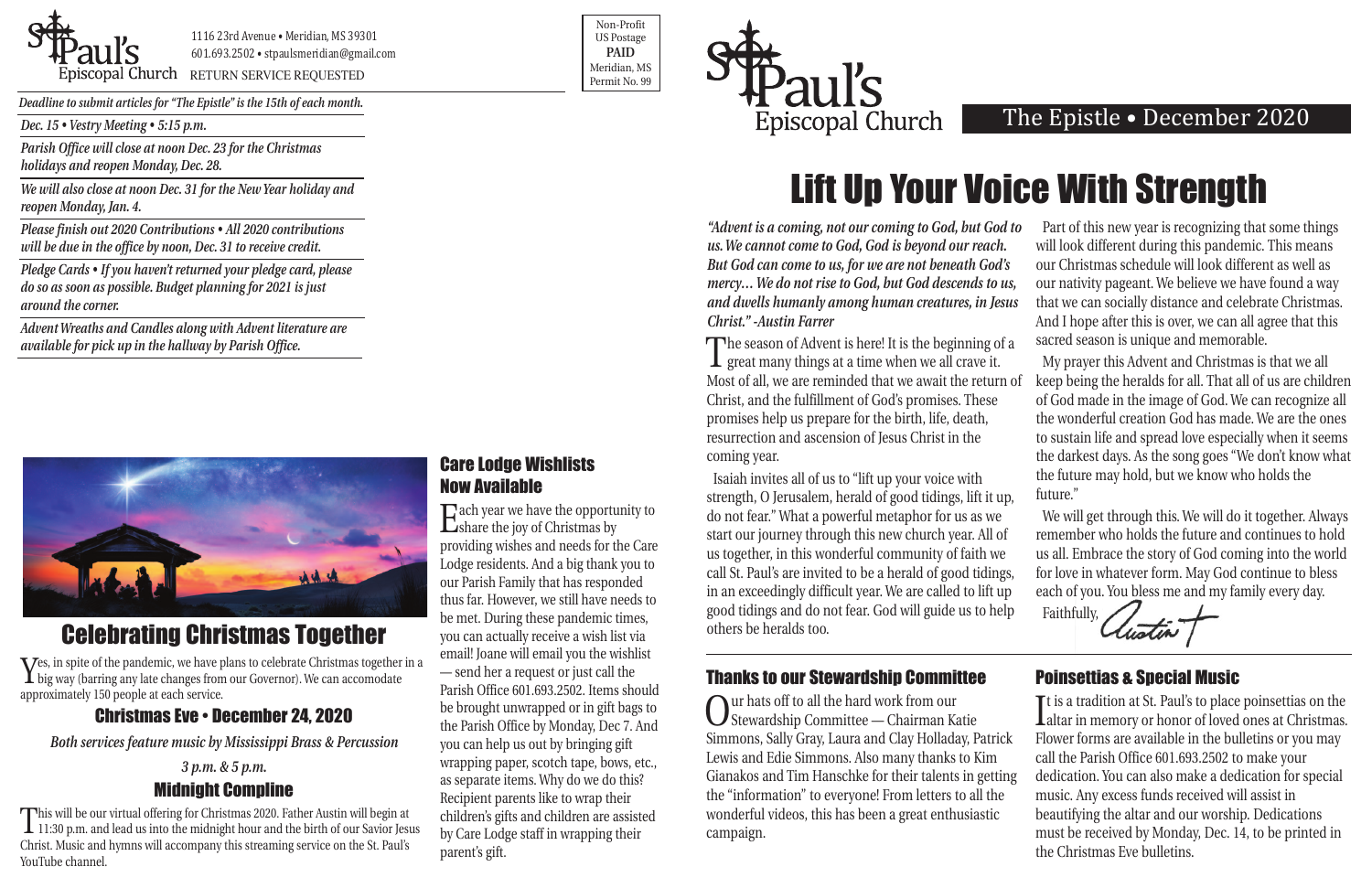St. Paul's Episcopal Church

1116 23rd Avenue • Meridian, MS 39301
601.693.2502 • stpaulsmeridian@gmail.com
RETURN SERVICE REQUESTED

Non-Profit
US Postage
**PAID**
Meridian, MS
Permit No. 99

*Deadline to submit articles for "The Epistle" is the 15th of each month.*

*Dec. 15 • Vestry Meeting • 5:15 p.m.*

*Parish Office will close at noon Dec. 23 for the Christmas holidays and reopen Monday, Dec. 28.*

*We will also close at noon Dec. 31 for the New Year holiday and reopen Monday, Jan. 4.*

*Please finish out 2020 Contributions • All 2020 contributions will be due in the office by noon, Dec. 31 to receive credit.*

*Pledge Cards • If you haven't returned your pledge card, please do so as soon as possible. Budget planning for 2021 is just around the corner.*

*Advent Wreaths and Candles along with Advent literature are available for pick up in the hallway by Parish Office.*

## Celebrating Christmas Together

Yes, in spite of the pandemic, we have plans to celebrate Christmas together in a big way (barring any late changes from our Governor). We can accomodate approximately 150 people at each service.

### Christmas Eve • December 24, 2020

*Both services feature music by Mississippi Brass & Percussion*

*3 p.m. & 5 p.m.*

### Midnight Compline

This will be our virtual offering for Christmas 2020. Father Austin will begin at 11:30 p.m. and lead us into the midnight hour and the birth of our Savior Jesus Christ. Music and hymns will accompany this streaming service on the St. Paul's YouTube channel.

## Care Lodge Wishlists Now Available

Each year we have the opportunity to share the joy of Christmas by providing wishes and needs for the Care Lodge residents. And a big thank you to our Parish Family that has responded thus far. However, we still have needs to be met. During these pandemic times, you can actually receive a wish list via email! Joane will email you the wishlist — send her a request or just call the Parish Office 601.693.2502. Items should be brought unwrapped or in gift bags to the Parish Office by Monday, Dec 7. And you can help us out by bringing gift wrapping paper, scotch tape, bows, etc., as separate items. Why do we do this? Recipient parents like to wrap their children's gifts and children are assisted by Care Lodge staff in wrapping their parent's gift.

St. Paul's Episcopal Church

The Epistle • December 2020

# Lift Up Your Voice With Strength

***"Advent is a coming, not our coming to God, but God to us. We cannot come to God, God is beyond our reach. But God can come to us, for we are not beneath God's mercy… We do not rise to God, but God descends to us, and dwells humanly among human creatures, in Jesus Christ." -Austin Farrer***

The season of Advent is here! It is the beginning of a great many things at a time when we all crave it. Most of all, we are reminded that we await the return of Christ, and the fulfillment of God's promises. These promises help us prepare for the birth, life, death, resurrection and ascension of Jesus Christ in the coming year.

Isaiah invites all of us to "lift up your voice with strength, O Jerusalem, herald of good tidings, lift it up, do not fear." What a powerful metaphor for us as we start our journey through this new church year. All of us together, in this wonderful community of faith we call St. Paul's are invited to be a herald of good tidings, in an exceedingly difficult year. We are called to lift up good tidings and do not fear. God will guide us to help others be heralds too.

Part of this new year is recognizing that some things will look different during this pandemic. This means our Christmas schedule will look different as well as our nativity pageant. We believe we have found a way that we can socially distance and celebrate Christmas. And I hope after this is over, we can all agree that this sacred season is unique and memorable.

My prayer this Advent and Christmas is that we all keep being the heralds for all. That all of us are children of God made in the image of God. We can recognize all the wonderful creation God has made. We are the ones to sustain life and spread love especially when it seems the darkest days. As the song goes "We don't know what the future may hold, but we know who holds the future."

We will get through this. We will do it together. Always remember who holds the future and continues to hold us all. Embrace the story of God coming into the world for love in whatever form. May God continue to bless each of you. You bless me and my family every day.

Faithfully,
Austin †

## Thanks to our Stewardship Committee

Our hats off to all the hard work from our Stewardship Committee — Chairman Katie Simmons, Sally Gray, Laura and Clay Holladay, Patrick Lewis and Edie Simmons. Also many thanks to Kim Gianakos and Tim Hanschke for their talents in getting the "information" to everyone! From letters to all the wonderful videos, this has been a great enthusiastic campaign.

## Poinsettias & Special Music

It is a tradition at St. Paul's to place poinsettias on the altar in memory or honor of loved ones at Christmas. Flower forms are available in the bulletins or you may call the Parish Office 601.693.2502 to make your dedication. You can also make a dedication for special music. Any excess funds received will assist in beautifying the altar and our worship. Dedications must be received by Monday, Dec. 14, to be printed in the Christmas Eve bulletins.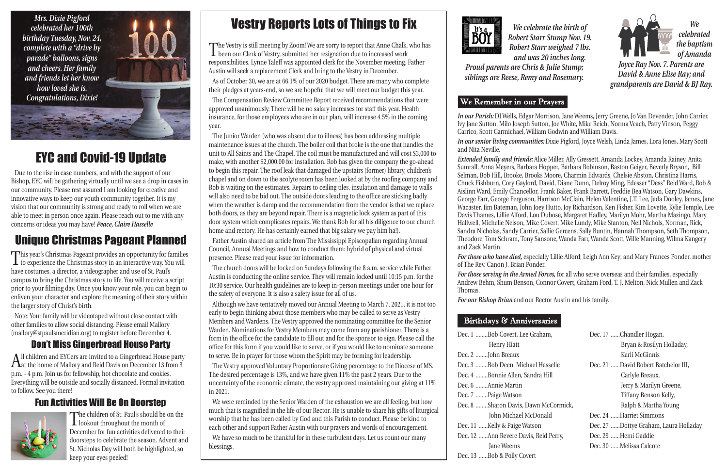*Mrs. Dixie Pigford celebrated her 100th birthday Tuesday, Nov. 24, complete with a "drive by parade" balloons, signs and cheers. Her family and friends let her know how loved she is. Congratulations, Dixie!*

# EYC and Covid-19 Update

Due to the rise in case numbers, and with the support of our Bishop, EYC will be gathering virtually until we see a drop in cases in our community. Please rest assured I am looking for creative and innovative ways to keep our youth community together. It is my vision that our community is strong and ready to roll when we are able to meet in person once again. Please reach out to me with any concerns or ideas you may have! ***Peace, Claire Hasselle***

# Unique Christmas Pageant Planned

This year's Christmas Pageant provides an opportunity for families to experience the Christmas story in an interactive way. You will have costumes, a director, a videographer and use of St. Paul's campus to bring the Christmas story to life. You will receive a script prior to your filming day. Once you know your role, you can begin to enliven your character and explore the meaning of their story within the larger story of Christ's birth.

Note: Your family will be videotaped without close contact with other families to allow social distancing. Please email Mallory (mallory@stpaulsmeridian.org) to register before December 4.

## Don't Miss Gingerbread House Party

All children and EYCers are invited to a Gingerbread House party at the home of Mallory and Reid Davis on December 13 from 3 p.m. - 4 p.m. Join us for fellowship, hot chocolate and cookies. Everything will be outside and socially distanced. Formal invitation to follow. See you there!

## Fun Activities Will Be On Doorstep

The children of St. Paul's should be on the lookout throughout the month of December for fun activities delivered to their doorsteps to celebrate the season. Advent and St. Nicholas Day will both be highlighted, so keep your eyes peeled!

# Vestry Reports Lots of Things to Fix

The Vestry is still meeting by Zoom! We are sorry to report that Anne Chalk, who has been our Clerk of Vestry, submitted her resignation due to increased work responsibilities. Lynne Taleff was appointed clerk for the November meeting. Father Austin will seek a replacement Clerk and bring to the Vestry in December.

As of October 30, we are at 66.1% of our 2020 budget. There are many who complete their pledges at years-end, so we are hopeful that we will meet our budget this year.

The Compensation Review Committee Report received recommendations that were approved unanimously. There will be no salary increases for staff this year. Health insurance, for those employees who are in our plan, will increase 4.5% in the coming year.

The Junior Warden (who was absent due to illness) has been addressing multiple maintenance issues at the church. The boiler coil that broke is the one that handles the unit to All Saints and The Chapel. The coil must be manufactured and will cost $3,000 to make, with another $2,000.00 for installation. Rob has given the company the go-ahead to begin this repair. The roof leak that damaged the upstairs (former) library, children's chapel and on down to the acolyte room has been looked at by the roofing company and Rob is waiting on the estimates. Repairs to ceiling tiles, insulation and damage to walls will also need to be bid out. The outside doors leading to the office are sticking badly when the weather is damp and the recommendation from the vendor is that we replace both doors, as they are beyond repair. There is a magnetic lock system as part of this door system which complicates repairs. We thank Rob for all his diligence to our church home and rectory. He has certainly earned that big salary we pay him ha!).

Father Austin shared an article from The Mississippi Episcopalian regarding Annual Council, Annual Meetings and how to conduct them: hybrid of physical and virtual presence. Please read your issue for information.

The church doors will be locked on Sundays following the 8 a.m. service while Father Austin is conducting the online service. They will remain locked until 10:15 p.m. for the 10:30 service. Our health guidelines are to keep in-person meetings under one hour for the safety of everyone. It is also a safety issue for all of us.

Although we have tentatively moved our Annual Meeting to March 7, 2021, it is not too early to begin thinking about those members who may be called to serve as Vestry Members and Wardens. The Vestry approved the nominating committee for the Senior Warden. Nominations for Vestry Members may come from any parishioner. There is a form in the office for the candidate to fill out and for the sponsor to sign. Please call the office for this form if you would like to serve, or if you would like to nominate someone to serve. Be in prayer for those whom the Spirit may be forming for leadership.

The Vestry approved Voluntary Proportionate Giving percentage to the Diocese of MS. The desired percentage is 13%, and we have given 11% the past 2 years. Due to the uncertainty of the economic climate, the vestry approved maintaining our giving at 11% in 2021.

We were reminded by the Senior Warden of the exhaustion we are all feeling, but how much that is magnified in the life of our Rector. He is unable to share his gifts of liturgical worship that he has been called by God and this Parish to conduct. Please be kind to each other and support Father Austin with our prayers and words of encouragement.

We have so much to be thankful for in these turbulent days. Let us count our many blessings.

It's a BOY

*We celebrate the birth of Robert Starr Stump Nov. 19. Robert Starr weighed 7 lbs. and was 20 inches long. Proud parents are Chris & Julie Stump; siblings are Reese, Remy and Rosemary.*

*We celebrated the baptism of Amanda Joyce Ray Nov. 7. Parents are David & Anne Elise Ray; and grandparents are David & BJ Ray.*

## We Remember in our Prayers

***In our Parish:*** DJ Wells, Edgar Morrison, Jane Weems, Jerry Greene, Jo Van Devender, John Carrier, Ivy Jane Sutton, Milo Joseph Sutton, Joe White, Mike Reich, Norma Veach, Patty Vinson, Peggy Carrico, Scott Carmichael, William Godwin and William Davis.

***In our senior living communities:*** Dixie Pigford, Joyce Welsh, Linda James, Lora Jones, Mary Scott and Nita Neville.

***Extended family and friends:*** Alice Miller, Ally Gressett, Amanda Lockey, Amanda Rainey, Anita Sumrall, Anna Meyers, Barbara Hopper, Barbara Robinson, Baston Geiger, Beverly Bryson, Bill Selman, Bob Hill, Brooke, Brooks Moore, Charmin Edwards, Chelsie Abston, Christina Harris, Chuck Fishburn, Cory Gaylord, David, Diane Dunn, Delroy Ming, Edesser "Dess" Reid Ward, Rob & Aislinn Ward, Emily Chancellor, Frank Baker, Frank Barrett, Freddie Bea Watson, Gary Dawkins, George Farr, George Ferguson, Harrison McClain, Helen Valentine, J.T. Lee, Jada Dooley, James, Jane Wacaster, Jim Bateman, John Joey Hutto, Joy Richardson, Ken Fisher, Kim Lovette, Kylie Temple, Lee Davis Thames, Lillie Alford, Lou Dubose, Margaret Hadley, Marilyn Mohr, Martha Mazingo, Mary Hallwell, Michelle Nelson, Mike Covert, Mike Lundy, Mike Stanton, Nell Nichols, Norman, Rick, Sandra Nicholas, Sandy Carrier, Sallie Gercens, Sally Buntin, Hannah Thompson, Seth Thompson, Theodore, Tom Schram, Tony Sansone, Wanda Farr, Wanda Scott, Wilfe Manning, Wilma Kangery and Zack Martin.

***For those who have died,*** especially Lillie Alford; Leigh Ann Key; and Mary Frances Ponder, mother of The Rev. Canon J. Brian Ponder.

***For those serving in the Armed Forces,*** for all who serve overseas and their families, especially Andrew Behm, Shum Benson, Connor Covert, Graham Ford, T. J. Melton, Nick Mullen and Zack Thomas.

***For our Bishop Brian*** and our Rector Austin and his family.

## Birthdays & Anniversaries

Dec. 1 ........Bob Covert, Lee Graham, Henry Hiatt
Dec. 2 ........John Breaux
Dec. 3 ........Bob Deen, Michael Hasselle
Dec. 4 ........Bonnie Allen, Sandra Hill
Dec. 6 ........Annie Martin
Dec. 7 ........Paige Watson
Dec. 8 ........Sharon Davis, Dawn McCormick, John Michael McDonald
Dec. 11 ......Kelly & Paige Watson
Dec. 12 ......Ann Revere Davis, Reid Perry, Jane Weems
Dec. 13 ......Bob & Polly Covert
Dec. 17 ......Chandler Hogan, Bryan & Rosilyn Holladay, Karli McGinnis
Dec. 21 ......David Robert Batchelor III, Carlyle Breaux, Jerry & Marilyn Greene, Tiffany Benson Kelly, Ralph & Martha Young
Dec. 24 ......Harriet Simmons
Dec. 27 ......Dottye Graham, Laura Holladay
Dec. 29 ......Hemi Gaddie
Dec. 30 ......Melissa Calcote